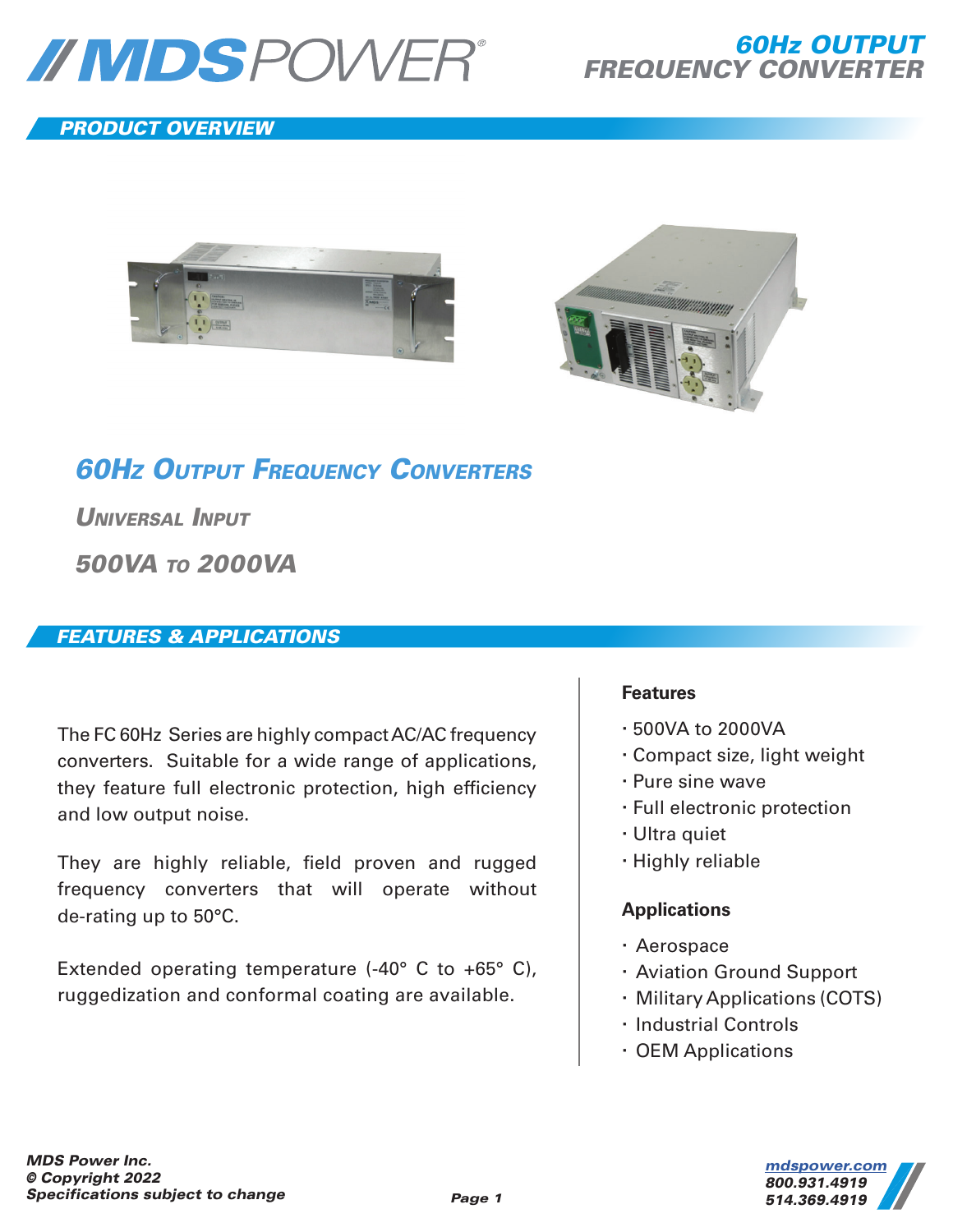# 60Hz OUTPUT FREQUENCY CONVERTER

## PRODUCT OVERVIEW

### 60Hz Output Frequency Converters

*Universal Input*

*500VA to 2000VA*

## FEATURES & APPLICATIONS

The FC 60Hz Series are highly compact AC/AC frequency converters. Suitable for a wide range of applications, they feature full electronic protection, high efficiency and low output noise.

They are highly reliable, field proven and rugged frequency converters that will operate without de-rating up to 50°C.

Extended operating temperature (-40° C to +65° C), ruggedization and conformal coating are available.

**Features**

- 500VA to 2000VA
- Compact size, light weight
- Pure sine wave
- Full electronic protection
- Ultra quiet
- Highly reliable

**Applications**

- Aerospace
- Aviation Ground Support
- Military Applications (COTS)
- Industrial Controls
- OEM Applications

*MDS Power Inc.*
*© Copyright 2022*
*Specifications subject to change*

mdspower.com
800.931.4919
514.369.4919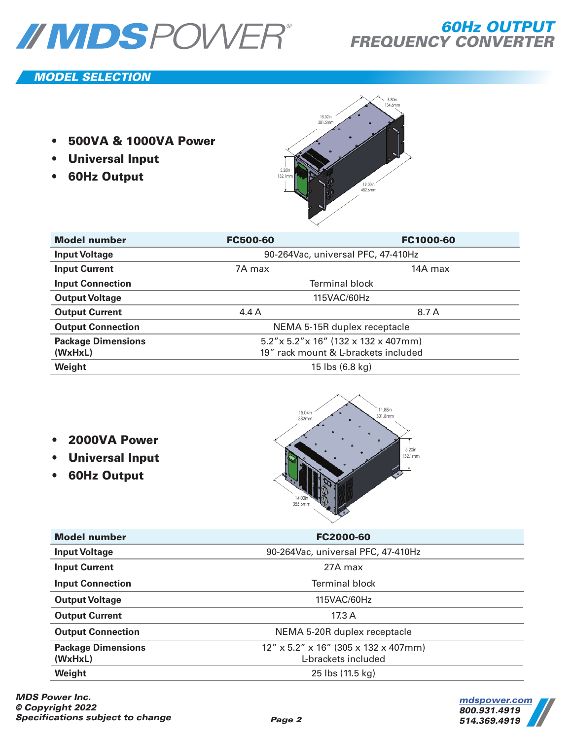# 60Hz OUTPUT FREQUENCY CONVERTER

## MODEL SELECTION

- **500VA & 1000VA Power**
- **Universal Input**
- **60Hz Output**

| Model number | FC500-60 | FC1000-60 |
|---|---|---|
| Input Voltage | 90-264Vac, universal PFC, 47-410Hz | |
| Input Current | 7A max | 14A max |
| Input Connection | Terminal block | |
| Output Voltage | 115VAC/60Hz | |
| Output Current | 4.4 A | 8.7 A |
| Output Connection | NEMA 5-15R duplex receptacle | |
| Package Dimensions (WxHxL) | 5.2"x 5.2"x 16" (132 x 132 x 407mm) 19" rack mount & L-brackets included | |
| Weight | 15 lbs (6.8 kg) | |

- **2000VA Power**
- **Universal Input**
- **60Hz Output**

| Model number | FC2000-60 |
|---|---|
| Input Voltage | 90-264Vac, universal PFC, 47-410Hz |
| Input Current | 27A max |
| Input Connection | Terminal block |
| Output Voltage | 115VAC/60Hz |
| Output Current | 17.3 A |
| Output Connection | NEMA 5-20R duplex receptacle |
| Package Dimensions (WxHxL) | 12" x 5.2" x 16" (305 x 132 x 407mm) L-brackets included |
| Weight | 25 lbs (11.5 kg) |

*MDS Power Inc.*
*© Copyright 2022*
*Specifications subject to change*

mdspower.com
800.931.4919
514.369.4919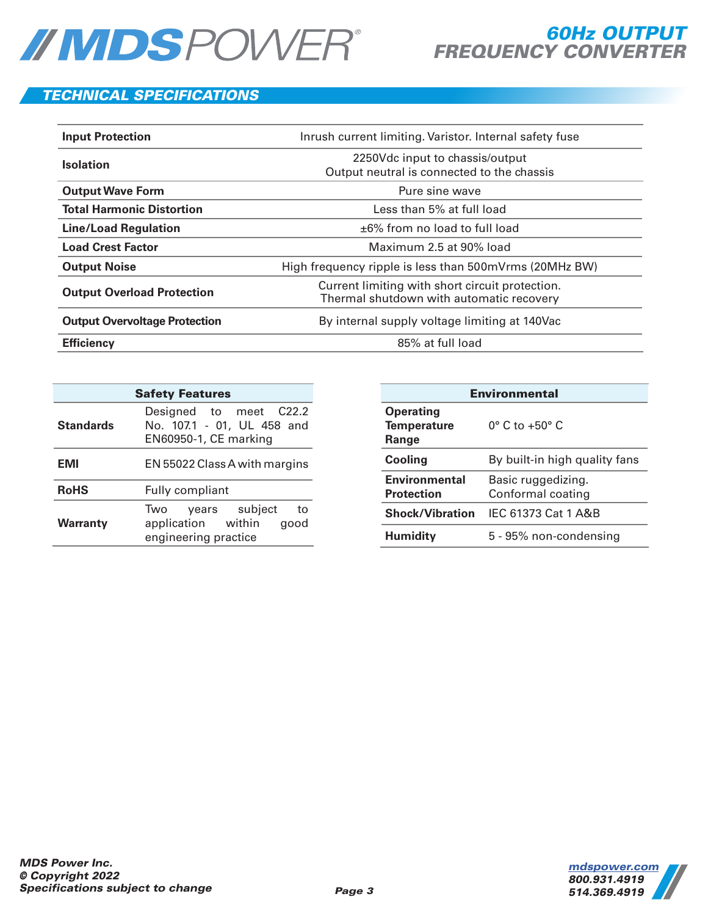## TECHNICAL SPECIFICATIONS

| | |
|---|---|
| **Input Protection** | Inrush current limiting. Varistor. Internal safety fuse |
| **Isolation** | 2250Vdc input to chassis/output<br>Output neutral is connected to the chassis |
| **Output Wave Form** | Pure sine wave |
| **Total Harmonic Distortion** | Less than 5% at full load |
| **Line/Load Regulation** | ±6% from no load to full load |
| **Load Crest Factor** | Maximum 2.5 at 90% load |
| **Output Noise** | High frequency ripple is less than 500mVrms (20MHz BW) |
| **Output Overload Protection** | Current limiting with short circuit protection.<br>Thermal shutdown with automatic recovery |
| **Output Overvoltage Protection** | By internal supply voltage limiting at 140Vac |
| **Efficiency** | 85% at full load |

| **Safety Features** | |
|---|---|
| **Standards** | Designed to meet C22.2 No. 107.1 - 01, UL 458 and EN60950-1, CE marking |
| **EMI** | EN 55022 Class A with margins |
| **RoHS** | Fully compliant |
| **Warranty** | Two years subject to application within good engineering practice |

| **Environmental** | |
|---|---|
| **Operating Temperature Range** | 0° C to +50° C |
| **Cooling** | By built-in high quality fans |
| **Environmental Protection** | Basic ruggedizing.<br>Conformal coating |
| **Shock/Vibration** | IEC 61373 Cat 1 A&B |
| **Humidity** | 5 - 95% non-condensing |

*MDS Power Inc.*
*© Copyright 2022*
*Specifications subject to change*

mdspower.com
800.931.4919
514.369.4919